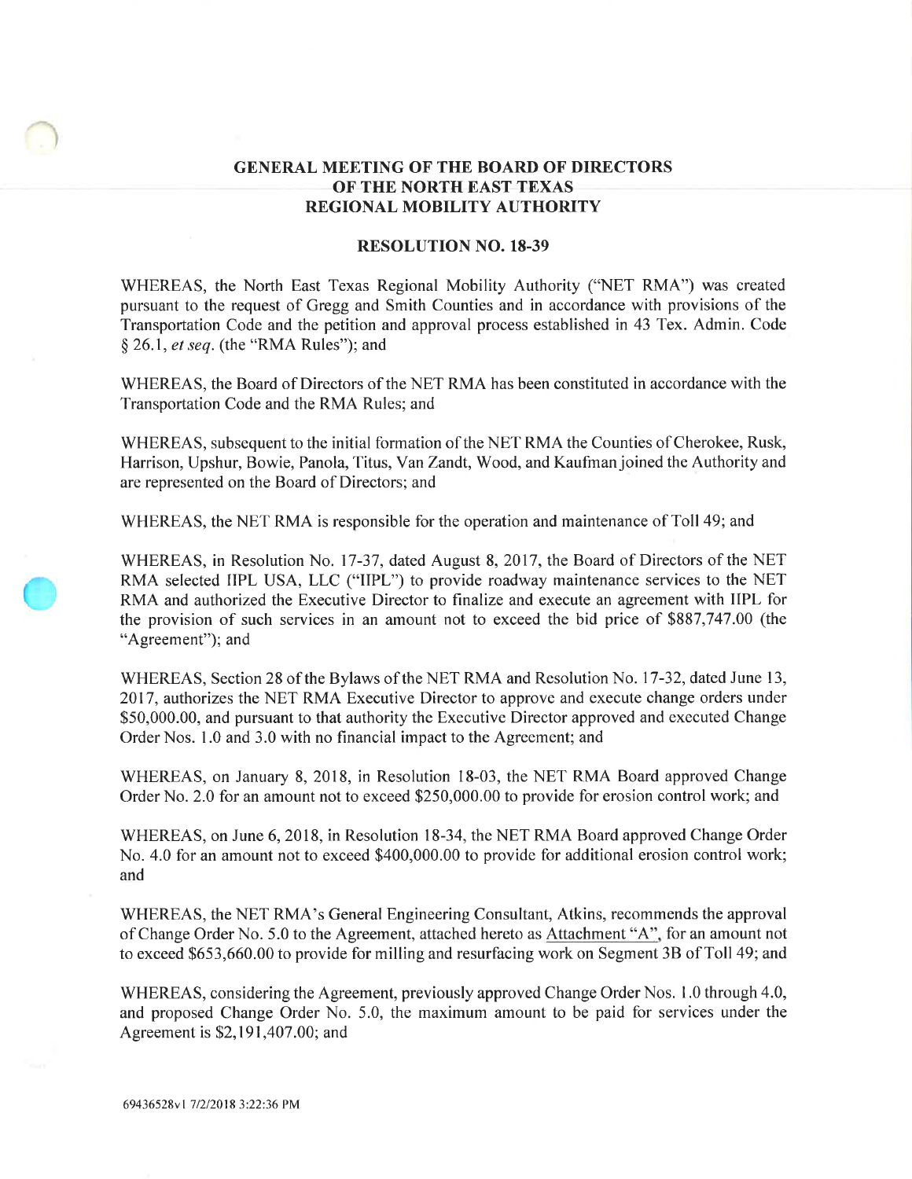**GENERAL MEETING OF THE BOARD OF DIRECTORS OF THE NORTH EAST TEXAS REGIONAL MOBILITY AUTHORITY**

**RESOLUTION NO. 18-39**

WHEREAS, the North East Texas Regional Mobility Authority ("NET RMA") was created pursuant to the request of Gregg and Smith Counties and in accordance with provisions of the Transportation Code and the petition and approval process established in 43 Tex. Admin. Code § 26.1, *et seq*. (the "RMA Rules"); and

WHEREAS, the Board of Directors of the NET RMA has been constituted in accordance with the Transportation Code and the RMA Rules; and

WHEREAS, subsequent to the initial formation of the NET RMA the Counties of Cherokee, Rusk, Harrison, Upshur, Bowie, Panola, Titus, Van Zandt, Wood, and Kaufman joined the Authority and are represented on the Board of Directors; and

WHEREAS, the NET RMA is responsible for the operation and maintenance of Toll 49; and

WHEREAS, in Resolution No. 17-37, dated August 8, 2017, the Board of Directors of the NET RMA selected IIPL USA, LLC ("IIPL") to provide roadway maintenance services to the NET RMA and authorized the Executive Director to finalize and execute an agreement with IIPL for the provision of such services in an amount not to exceed the bid price of $887,747.00 (the "Agreement"); and

WHEREAS, Section 28 of the Bylaws of the NET RMA and Resolution No. 17-32, dated June 13, 2017, authorizes the NET RMA Executive Director to approve and execute change orders under $50,000.00, and pursuant to that authority the Executive Director approved and executed Change Order Nos. 1.0 and 3.0 with no financial impact to the Agreement; and

WHEREAS, on January 8, 2018, in Resolution 18-03, the NET RMA Board approved Change Order No. 2.0 for an amount not to exceed $250,000.00 to provide for erosion control work; and

WHEREAS, on June 6, 2018, in Resolution 18-34, the NET RMA Board approved Change Order No. 4.0 for an amount not to exceed $400,000.00 to provide for additional erosion control work; and

WHEREAS, the NET RMA's General Engineering Consultant, Atkins, recommends the approval of Change Order No. 5.0 to the Agreement, attached hereto as Attachment "A", for an amount not to exceed $653,660.00 to provide for milling and resurfacing work on Segment 3B of Toll 49; and

WHEREAS, considering the Agreement, previously approved Change Order Nos. 1.0 through 4.0, and proposed Change Order No. 5.0, the maximum amount to be paid for services under the Agreement is $2,191,407.00; and

69436528v1 7/2/2018 3:22:36 PM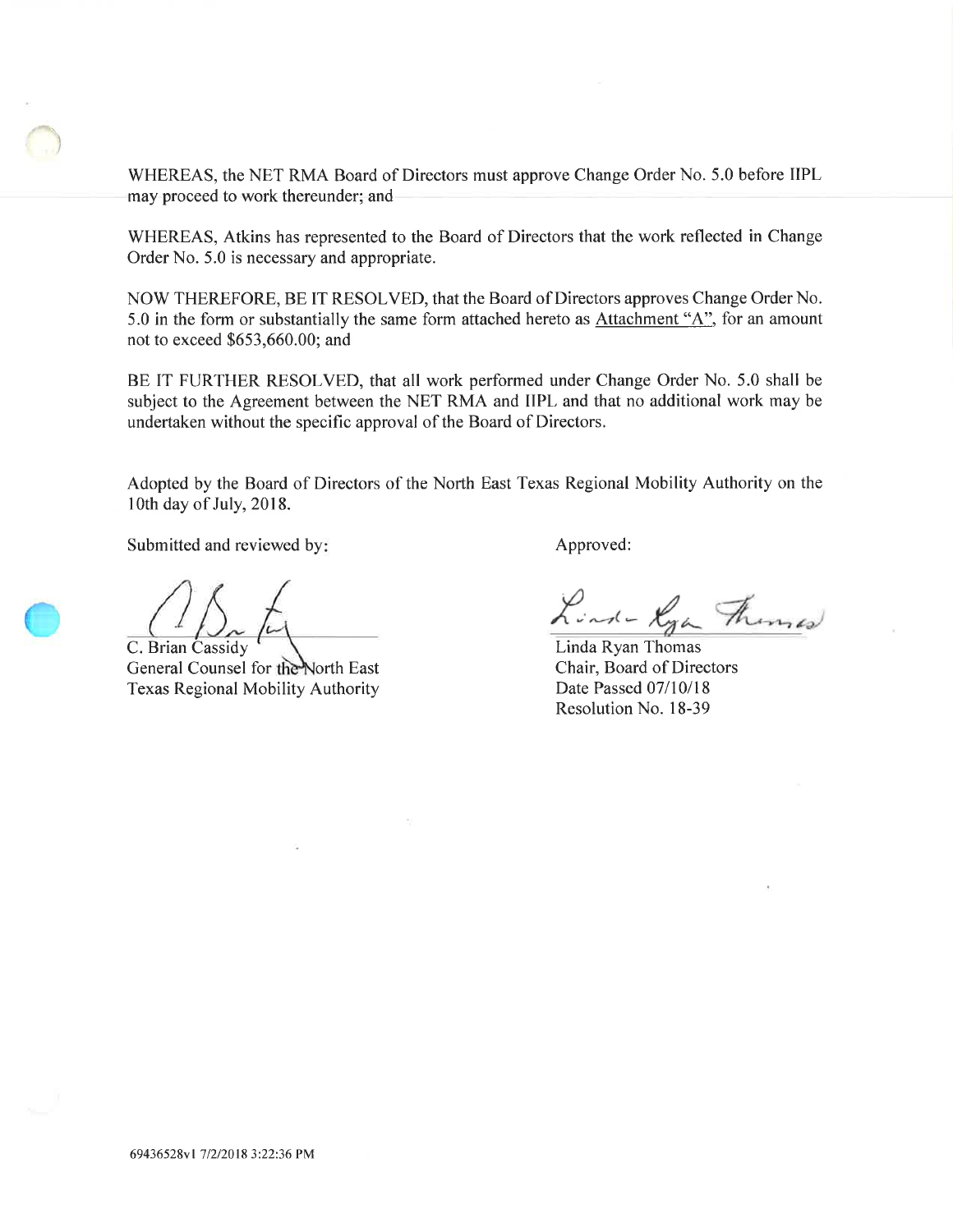WHEREAS, the NET RMA Board of Directors must approve Change Order No. 5.0 before IIPL may proceed to work thereunder; and

WHEREAS, Atkins has represented to the Board of Directors that the work reflected in Change Order No. 5.0 is necessary and appropriate.

NOW THEREFORE, BE IT RESOLVED, that the Board of Directors approves Change Order No. 5.0 in the form or substantially the same form attached hereto as Attachment "A", for an amount not to exceed $653,660.00; and

BE IT FURTHER RESOLVED, that all work performed under Change Order No. 5.0 shall be subject to the Agreement between the NET RMA and IIPL and that no additional work may be undertaken without the specific approval of the Board of Directors.

Adopted by the Board of Directors of the North East Texas Regional Mobility Authority on the 10th day of July, 2018.

Submitted and reviewed by:

C. Brian Cassidy
General Counsel for the North East Texas Regional Mobility Authority

Approved:

Linda Ryan Thomas
Chair, Board of Directors
Date Passed 07/10/18
Resolution No. 18-39

69436528v1 7/2/2018 3:22:36 PM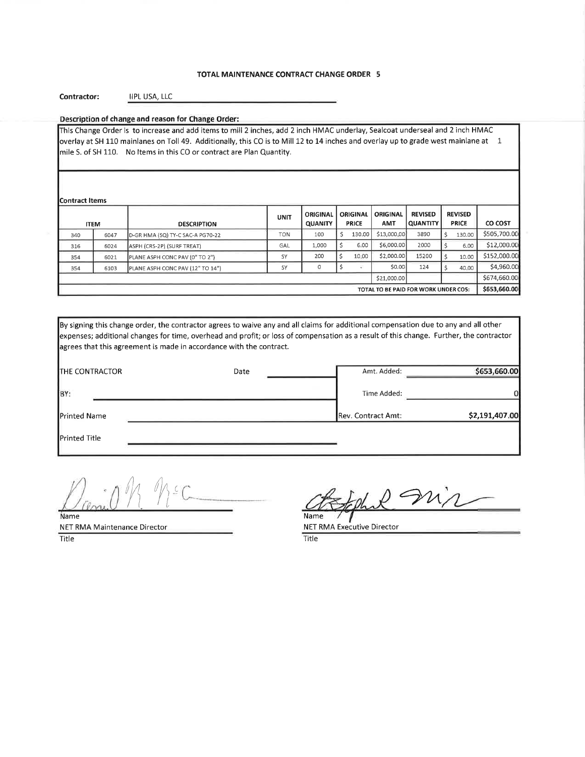# TOTAL MAINTENANCE CONTRACT CHANGE ORDER 5

**Contractor:** IIPL USA, LLC

**Description of change and reason for Change Order:**

This Change Order is to increase and add items to mill 2 inches, add 2 inch HMAC underlay, Sealcoat underseal and 2 inch HMAC overlay at SH 110 mainlanes on Toll 49. Additionally, this CO is to Mill 12 to 14 inches and overlay up to grade west mainlane at 1 mile S. of SH 110. No Items in this CO or contract are Plan Quantity.

**Contract Items**

| ITEM | | DESCRIPTION | UNIT | ORIGINAL QUANITY | ORIGINAL PRICE | ORIGINAL AMT | REVISED QUANTITY | REVISED PRICE | CO COST |
|---|---|---|---|---|---|---|---|---|---|
| 340 | 6047 | D-GR HMA (SQ) TY-C SAC-A PG70-22 | TON | 100 | $ 130.00 | $13,000.00 | 3890 | $ 130.00 | $505,700.00 |
| 316 | 6024 | ASPH (CRS-2P) (SURF TREAT) | GAL | 1,000 | $ 6.00 | $6,000.00 | 2000 | $ 6.00 | $12,000.00 |
| 354 | 6021 | PLANE ASPH CONC PAV (0" TO 2") | SY | 200 | $ 10.00 | $2,000.00 | 15200 | $ 10.00 | $152,000.00 |
| 354 | 6103 | PLANE ASPH CONC PAV (12" TO 14") | SY | 0 | $ - | $0.00 | 124 | $ 40.00 | $4,960.00 |
| | | | | | | $21,000.00 | | | $674,660.00 |
| | | | | | | TOTAL TO BE PAID FOR WORK UNDER COS: | | | $653,660.00 |

By signing this change order, the contractor agrees to waive any and all claims for additional compensation due to any and all other expenses; additional changes for time, overhead and profit; or loss of compensation as a result of this change. Further, the contractor agrees that this agreement is made in accordance with the contract.

THE CONTRACTOR Date ______

BY: ______

Printed Name ______

Printed Title ______

Amt. Added: $653,660.00

Time Added: 0

Rev. Contract Amt: $2,191,407.00

Name
NET RMA Maintenance Director
Title

Name
NET RMA Executive Director
Title